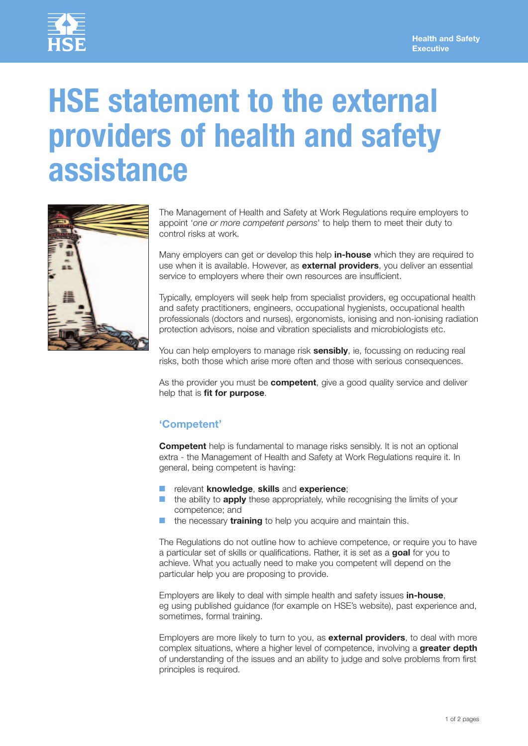# HSE statement to the external providers of health and safety assistance

The Management of Health and Safety at Work Regulations require employers to appoint '*one or more competent persons*' to help them to meet their duty to control risks at work.

Many employers can get or develop this help **in-house** which they are required to use when it is available. However, as **external providers**, you deliver an essential service to employers where their own resources are insufficient.

Typically, employers will seek help from specialist providers, eg occupational health and safety practitioners, engineers, occupational hygienists, occupational health professionals (doctors and nurses), ergonomists, ionising and non-ionising radiation protection advisors, noise and vibration specialists and microbiologists etc.

You can help employers to manage risk **sensibly**, ie, focussing on reducing real risks, both those which arise more often and those with serious consequences.

As the provider you must be **competent**, give a good quality service and deliver help that is **fit for purpose**.

## 'Competent'

**Competent** help is fundamental to manage risks sensibly. It is not an optional extra - the Management of Health and Safety at Work Regulations require it. In general, being competent is having:

- relevant **knowledge**, **skills** and **experience**;
- the ability to **apply** these appropriately, while recognising the limits of your competence; and
- the necessary **training** to help you acquire and maintain this.

The Regulations do not outline how to achieve competence, or require you to have a particular set of skills or qualifications. Rather, it is set as a **goal** for you to achieve. What you actually need to make you competent will depend on the particular help you are proposing to provide.

Employers are likely to deal with simple health and safety issues **in-house**, eg using published guidance (for example on HSE's website), past experience and, sometimes, formal training.

Employers are more likely to turn to you, as **external providers**, to deal with more complex situations, where a higher level of competence, involving a **greater depth** of understanding of the issues and an ability to judge and solve problems from first principles is required.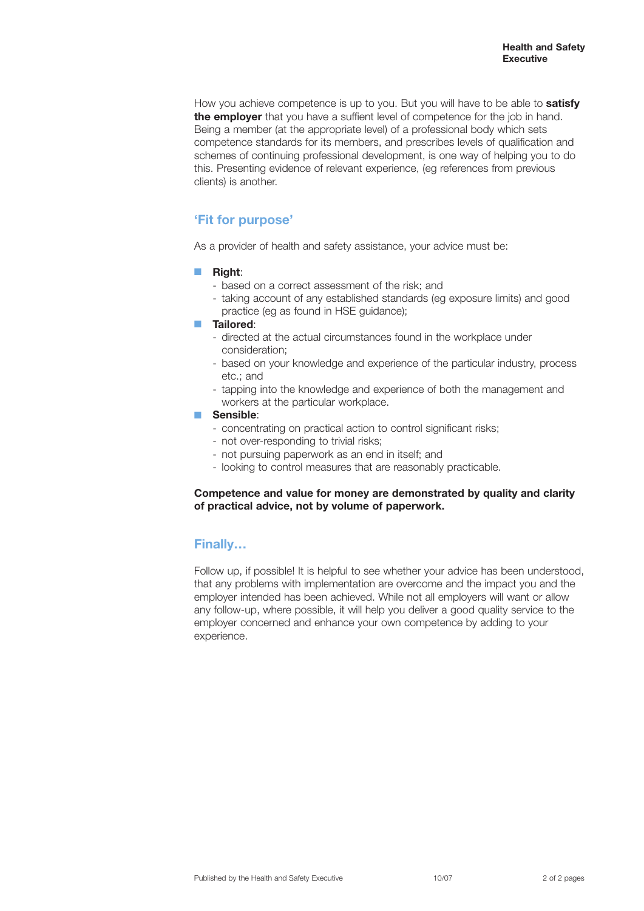How you achieve competence is up to you. But you will have to be able to **satisfy the employer** that you have a suffient level of competence for the job in hand. Being a member (at the appropriate level) of a professional body which sets competence standards for its members, and prescribes levels of qualification and schemes of continuing professional development, is one way of helping you to do this. Presenting evidence of relevant experience, (eg references from previous clients) is another.

## 'Fit for purpose'

As a provider of health and safety assistance, your advice must be:

- **Right**:
  - based on a correct assessment of the risk; and
  - taking account of any established standards (eg exposure limits) and good practice (eg as found in HSE guidance);
- **Tailored**:
  - directed at the actual circumstances found in the workplace under consideration;
  - based on your knowledge and experience of the particular industry, process etc.; and
  - tapping into the knowledge and experience of both the management and workers at the particular workplace.
- **Sensible**:
  - concentrating on practical action to control significant risks;
  - not over-responding to trivial risks;
  - not pursuing paperwork as an end in itself; and
  - looking to control measures that are reasonably practicable.

**Competence and value for money are demonstrated by quality and clarity of practical advice, not by volume of paperwork.**

## Finally…

Follow up, if possible! It is helpful to see whether your advice has been understood, that any problems with implementation are overcome and the impact you and the employer intended has been achieved. While not all employers will want or allow any follow-up, where possible, it will help you deliver a good quality service to the employer concerned and enhance your own competence by adding to your experience.

Published by the Health and Safety Executive 10/07